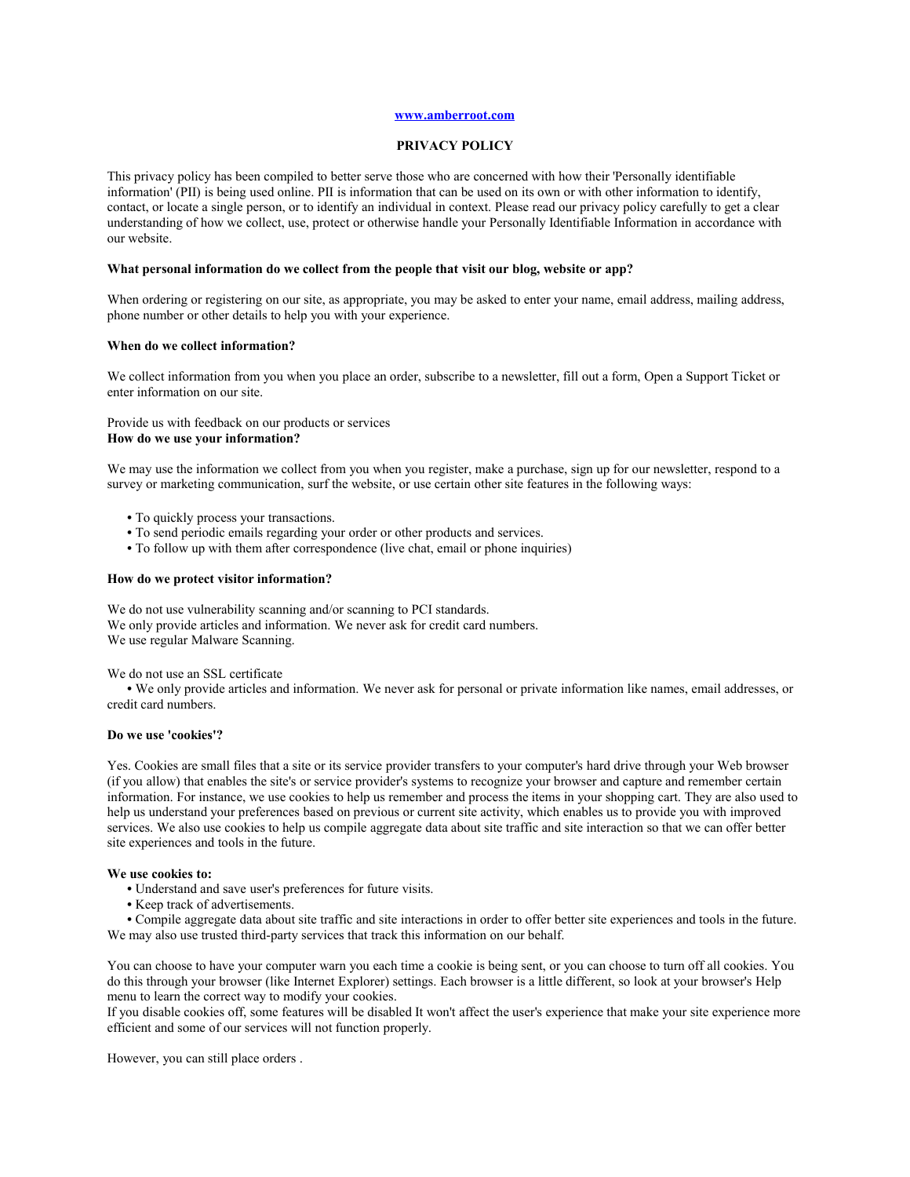[www.amberroot.com](http://www.amberroot.com)

# PRIVACY POLICY

This privacy policy has been compiled to better serve those who are concerned with how their 'Personally identifiable information' (PII) is being used online. PII is information that can be used on its own or with other information to identify, contact, or locate a single person, or to identify an individual in context. Please read our privacy policy carefully to get a clear understanding of how we collect, use, protect or otherwise handle your Personally Identifiable Information in accordance with our website.

**What personal information do we collect from the people that visit our blog, website or app?**

When ordering or registering on our site, as appropriate, you may be asked to enter your name, email address, mailing address, phone number or other details to help you with your experience.

**When do we collect information?**

We collect information from you when you place an order, subscribe to a newsletter, fill out a form, Open a Support Ticket or enter information on our site.

Provide us with feedback on our products or services
**How do we use your information?**

We may use the information we collect from you when you register, make a purchase, sign up for our newsletter, respond to a survey or marketing communication, surf the website, or use certain other site features in the following ways:

- To quickly process your transactions.
- To send periodic emails regarding your order or other products and services.
- To follow up with them after correspondence (live chat, email or phone inquiries)

**How do we protect visitor information?**

We do not use vulnerability scanning and/or scanning to PCI standards.
We only provide articles and information. We never ask for credit card numbers.
We use regular Malware Scanning.

We do not use an SSL certificate
- We only provide articles and information. We never ask for personal or private information like names, email addresses, or credit card numbers.

**Do we use 'cookies'?**

Yes. Cookies are small files that a site or its service provider transfers to your computer's hard drive through your Web browser (if you allow) that enables the site's or service provider's systems to recognize your browser and capture and remember certain information. For instance, we use cookies to help us remember and process the items in your shopping cart. They are also used to help us understand your preferences based on previous or current site activity, which enables us to provide you with improved services. We also use cookies to help us compile aggregate data about site traffic and site interaction so that we can offer better site experiences and tools in the future.

**We use cookies to:**
- Understand and save user's preferences for future visits.
- Keep track of advertisements.
- Compile aggregate data about site traffic and site interactions in order to offer better site experiences and tools in the future.

We may also use trusted third-party services that track this information on our behalf.

You can choose to have your computer warn you each time a cookie is being sent, or you can choose to turn off all cookies. You do this through your browser (like Internet Explorer) settings. Each browser is a little different, so look at your browser's Help menu to learn the correct way to modify your cookies.
If you disable cookies off, some features will be disabled It won't affect the user's experience that make your site experience more efficient and some of our services will not function properly.

However, you can still place orders .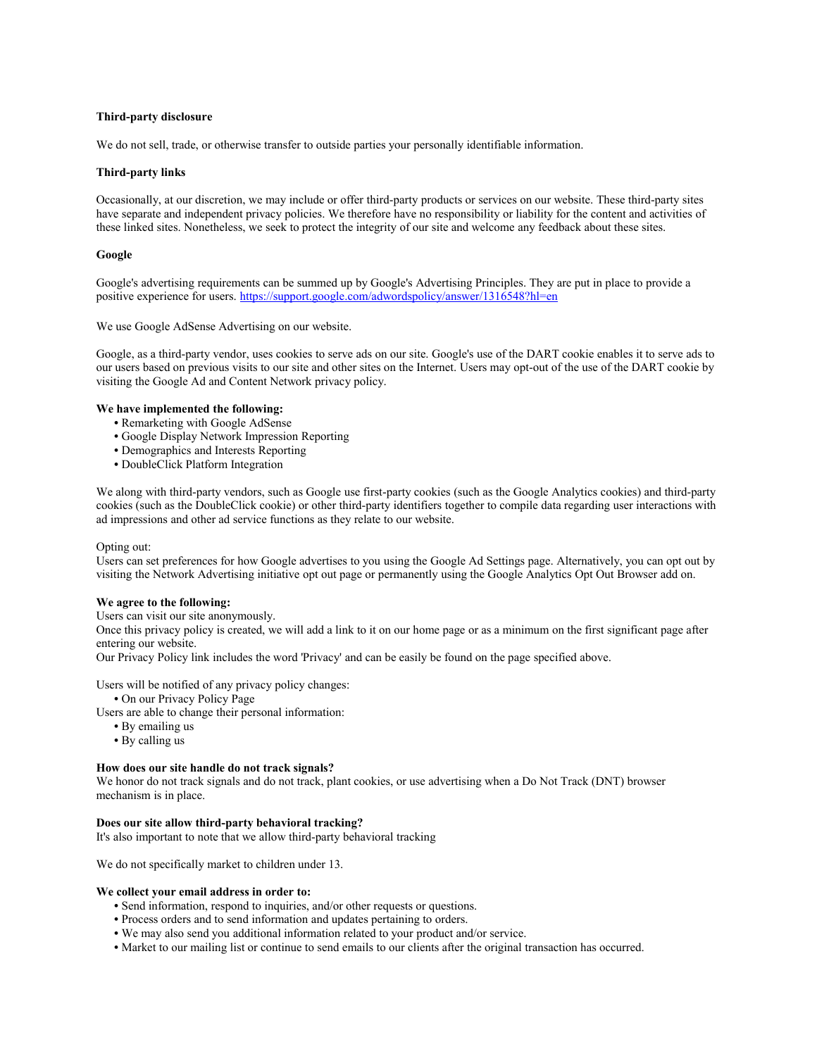**Third-party disclosure**

We do not sell, trade, or otherwise transfer to outside parties your personally identifiable information.

**Third-party links**

Occasionally, at our discretion, we may include or offer third-party products or services on our website. These third-party sites have separate and independent privacy policies. We therefore have no responsibility or liability for the content and activities of these linked sites. Nonetheless, we seek to protect the integrity of our site and welcome any feedback about these sites.

**Google**

Google's advertising requirements can be summed up by Google's Advertising Principles. They are put in place to provide a positive experience for users. [https://support.google.com/adwordspolicy/answer/1316548?hl=en](https://support.google.com/adwordspolicy/answer/1316548?hl=en)

We use Google AdSense Advertising on our website.

Google, as a third-party vendor, uses cookies to serve ads on our site. Google's use of the DART cookie enables it to serve ads to our users based on previous visits to our site and other sites on the Internet. Users may opt-out of the use of the DART cookie by visiting the Google Ad and Content Network privacy policy.

**We have implemented the following:**

- Remarketing with Google AdSense
- Google Display Network Impression Reporting
- Demographics and Interests Reporting
- DoubleClick Platform Integration

We along with third-party vendors, such as Google use first-party cookies (such as the Google Analytics cookies) and third-party cookies (such as the DoubleClick cookie) or other third-party identifiers together to compile data regarding user interactions with ad impressions and other ad service functions as they relate to our website.

Opting out:
Users can set preferences for how Google advertises to you using the Google Ad Settings page. Alternatively, you can opt out by visiting the Network Advertising initiative opt out page or permanently using the Google Analytics Opt Out Browser add on.

**We agree to the following:**
Users can visit our site anonymously.
Once this privacy policy is created, we will add a link to it on our home page or as a minimum on the first significant page after entering our website.
Our Privacy Policy link includes the word 'Privacy' and can be easily be found on the page specified above.

Users will be notified of any privacy policy changes:

- On our Privacy Policy Page

Users are able to change their personal information:

- By emailing us
- By calling us

**How does our site handle do not track signals?**
We honor do not track signals and do not track, plant cookies, or use advertising when a Do Not Track (DNT) browser mechanism is in place.

**Does our site allow third-party behavioral tracking?**
It's also important to note that we allow third-party behavioral tracking

We do not specifically market to children under 13.

**We collect your email address in order to:**

- Send information, respond to inquiries, and/or other requests or questions.
- Process orders and to send information and updates pertaining to orders.
- We may also send you additional information related to your product and/or service.
- Market to our mailing list or continue to send emails to our clients after the original transaction has occurred.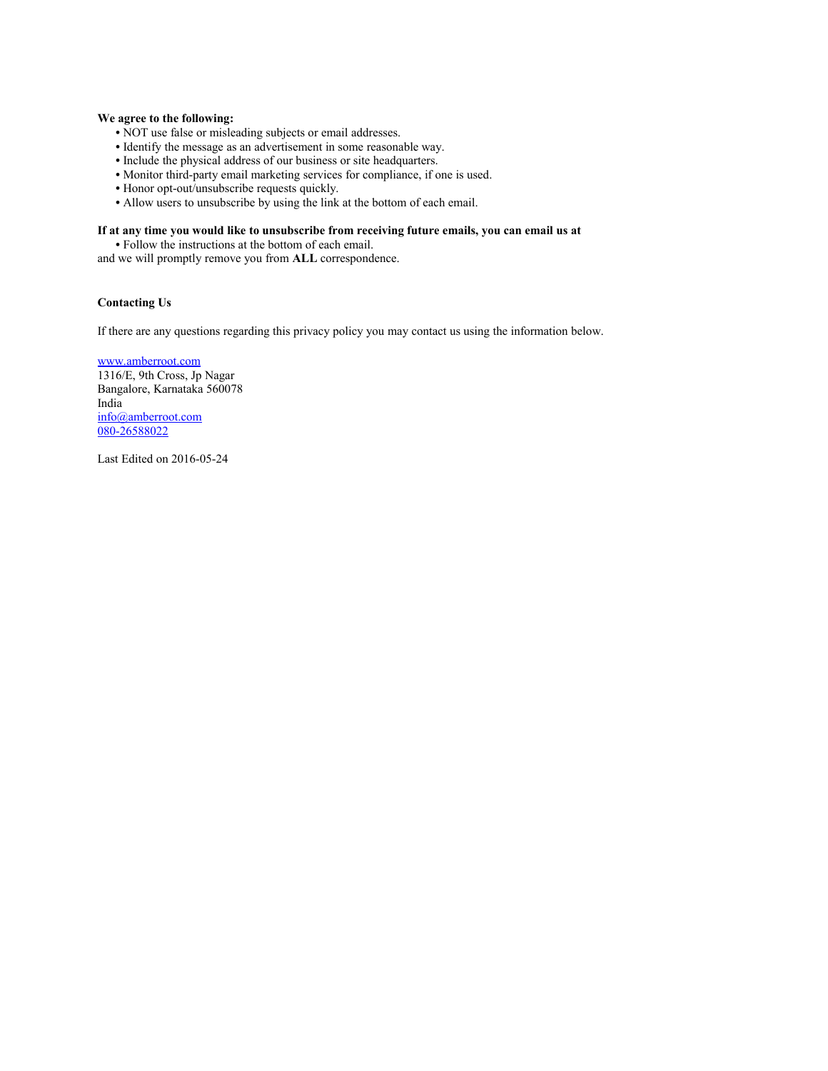**We agree to the following:**

- NOT use false or misleading subjects or email addresses.
- Identify the message as an advertisement in some reasonable way.
- Include the physical address of our business or site headquarters.
- Monitor third-party email marketing services for compliance, if one is used.
- Honor opt-out/unsubscribe requests quickly.
- Allow users to unsubscribe by using the link at the bottom of each email.

**If at any time you would like to unsubscribe from receiving future emails, you can email us at**

- Follow the instructions at the bottom of each email.

and we will promptly remove you from **ALL** correspondence.

**Contacting Us**

If there are any questions regarding this privacy policy you may contact us using the information below.

www.amberroot.com
1316/E, 9th Cross, Jp Nagar
Bangalore, Karnataka 560078
India
info@amberroot.com
080-26588022

Last Edited on 2016-05-24